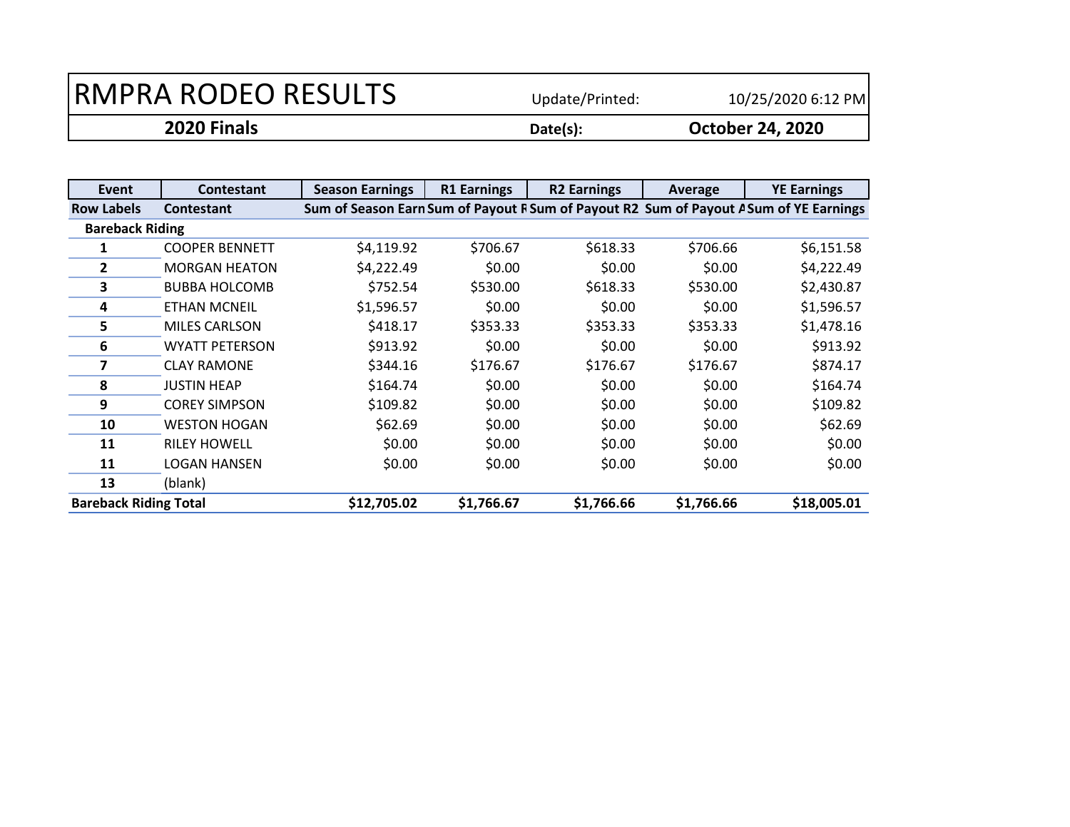# RMPRA RODEO RESULTS

Update/Printed: 10/25/2020 6:12 PM

**2020 Finals** | **Date(s):** **October 24, 2020**

| Event | Contestant | Season Earnings | R1 Earnings | R2 Earnings | Average | YE Earnings |
|---|---|---|---|---|---|---|
| **Row Labels** | **Contestant** | **Sum of Season Earn** | **Sum of Payout R** | **Sum of Payout R2** | **Sum of Payout A** | **Sum of YE Earnings** |
| **Bareback Riding** | | | | | | |
| **1** | COOPER BENNETT | $4,119.92 | $706.67 | $618.33 | $706.66 | $6,151.58 |
| **2** | MORGAN HEATON | $4,222.49 | $0.00 | $0.00 | $0.00 | $4,222.49 |
| **3** | BUBBA HOLCOMB | $752.54 | $530.00 | $618.33 | $530.00 | $2,430.87 |
| **4** | ETHAN MCNEIL | $1,596.57 | $0.00 | $0.00 | $0.00 | $1,596.57 |
| **5** | MILES CARLSON | $418.17 | $353.33 | $353.33 | $353.33 | $1,478.16 |
| **6** | WYATT PETERSON | $913.92 | $0.00 | $0.00 | $0.00 | $913.92 |
| **7** | CLAY RAMONE | $344.16 | $176.67 | $176.67 | $176.67 | $874.17 |
| **8** | JUSTIN HEAP | $164.74 | $0.00 | $0.00 | $0.00 | $164.74 |
| **9** | COREY SIMPSON | $109.82 | $0.00 | $0.00 | $0.00 | $109.82 |
| **10** | WESTON HOGAN | $62.69 | $0.00 | $0.00 | $0.00 | $62.69 |
| **11** | RILEY HOWELL | $0.00 | $0.00 | $0.00 | $0.00 | $0.00 |
| **11** | LOGAN HANSEN | $0.00 | $0.00 | $0.00 | $0.00 | $0.00 |
| **13** | (blank) | | | | | |
| **Bareback Riding Total** | | **$12,705.02** | **$1,766.67** | **$1,766.66** | **$1,766.66** | **$18,005.01** |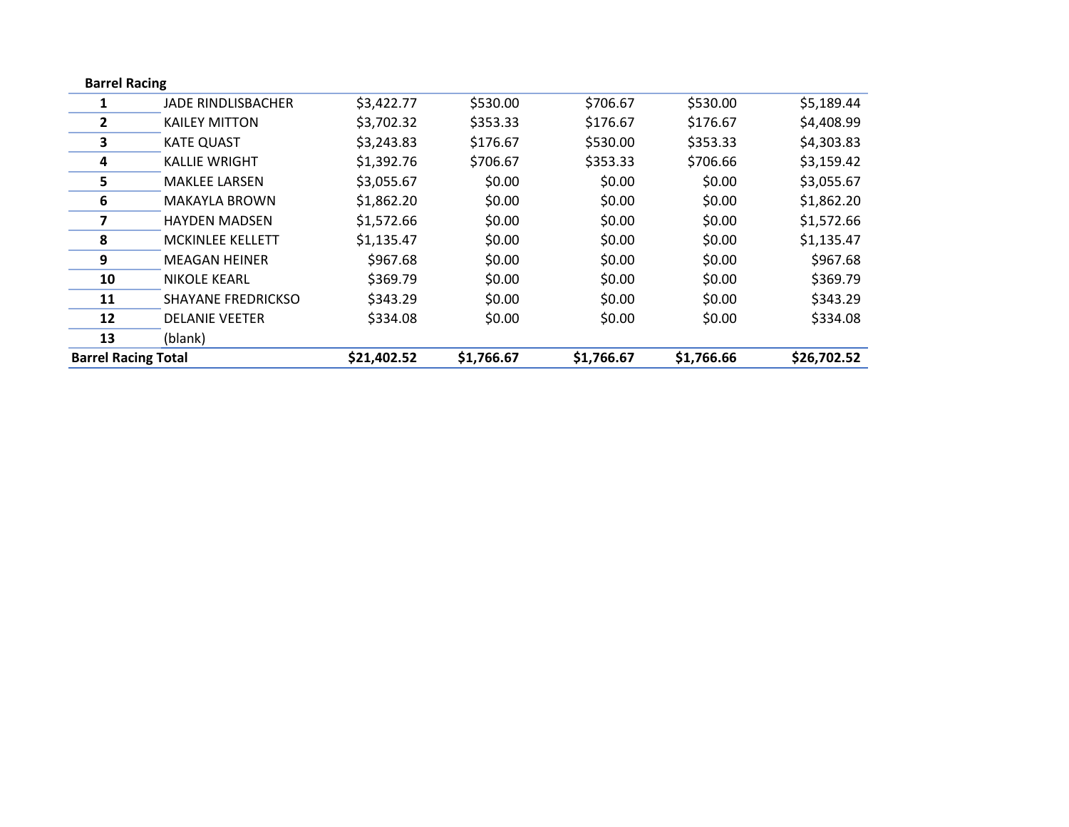**Barrel Racing**

| | | | | | | |
|---|---|---|---|---|---|---|
| **1** | JADE RINDLISBACHER | $3,422.77 | $530.00 | $706.67 | $530.00 | $5,189.44 |
| **2** | KAILEY MITTON | $3,702.32 | $353.33 | $176.67 | $176.67 | $4,408.99 |
| **3** | KATE QUAST | $3,243.83 | $176.67 | $530.00 | $353.33 | $4,303.83 |
| **4** | KALLIE WRIGHT | $1,392.76 | $706.67 | $353.33 | $706.66 | $3,159.42 |
| **5** | MAKLEE LARSEN | $3,055.67 | $0.00 | $0.00 | $0.00 | $3,055.67 |
| **6** | MAKAYLA BROWN | $1,862.20 | $0.00 | $0.00 | $0.00 | $1,862.20 |
| **7** | HAYDEN MADSEN | $1,572.66 | $0.00 | $0.00 | $0.00 | $1,572.66 |
| **8** | MCKINLEE KELLETT | $1,135.47 | $0.00 | $0.00 | $0.00 | $1,135.47 |
| **9** | MEAGAN HEINER | $967.68 | $0.00 | $0.00 | $0.00 | $967.68 |
| **10** | NIKOLE KEARL | $369.79 | $0.00 | $0.00 | $0.00 | $369.79 |
| **11** | SHAYANE FREDRICKSO | $343.29 | $0.00 | $0.00 | $0.00 | $343.29 |
| **12** | DELANIE VEETER | $334.08 | $0.00 | $0.00 | $0.00 | $334.08 |
| **13** | (blank) | | | | | |
| **Barrel Racing Total** | | **$21,402.52** | **$1,766.67** | **$1,766.67** | **$1,766.66** | **$26,702.52** |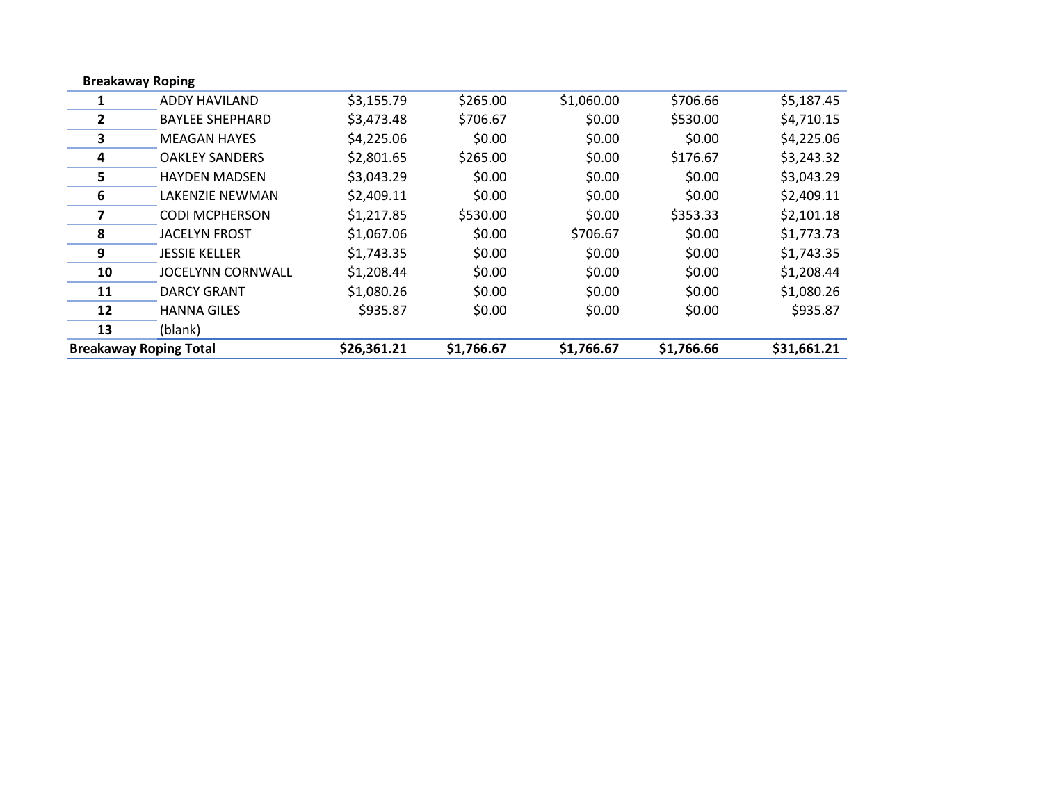| Breakaway Roping | | | | | | |
|---|---|---|---|---|---|---|
| 1 | ADDY HAVILAND | $3,155.79 | $265.00 | $1,060.00 | $706.66 | $5,187.45 |
| 2 | BAYLEE SHEPHARD | $3,473.48 | $706.67 | $0.00 | $530.00 | $4,710.15 |
| 3 | MEAGAN HAYES | $4,225.06 | $0.00 | $0.00 | $0.00 | $4,225.06 |
| 4 | OAKLEY SANDERS | $2,801.65 | $265.00 | $0.00 | $176.67 | $3,243.32 |
| 5 | HAYDEN MADSEN | $3,043.29 | $0.00 | $0.00 | $0.00 | $3,043.29 |
| 6 | LAKENZIE NEWMAN | $2,409.11 | $0.00 | $0.00 | $0.00 | $2,409.11 |
| 7 | CODI MCPHERSON | $1,217.85 | $530.00 | $0.00 | $353.33 | $2,101.18 |
| 8 | JACELYN FROST | $1,067.06 | $0.00 | $706.67 | $0.00 | $1,773.73 |
| 9 | JESSIE KELLER | $1,743.35 | $0.00 | $0.00 | $0.00 | $1,743.35 |
| 10 | JOCELYNN CORNWALL | $1,208.44 | $0.00 | $0.00 | $0.00 | $1,208.44 |
| 11 | DARCY GRANT | $1,080.26 | $0.00 | $0.00 | $0.00 | $1,080.26 |
| 12 | HANNA GILES | $935.87 | $0.00 | $0.00 | $0.00 | $935.87 |
| 13 | (blank) | | | | | |
| **Breakaway Roping Total** | | **$26,361.21** | **$1,766.67** | **$1,766.67** | **$1,766.66** | **$31,661.21** |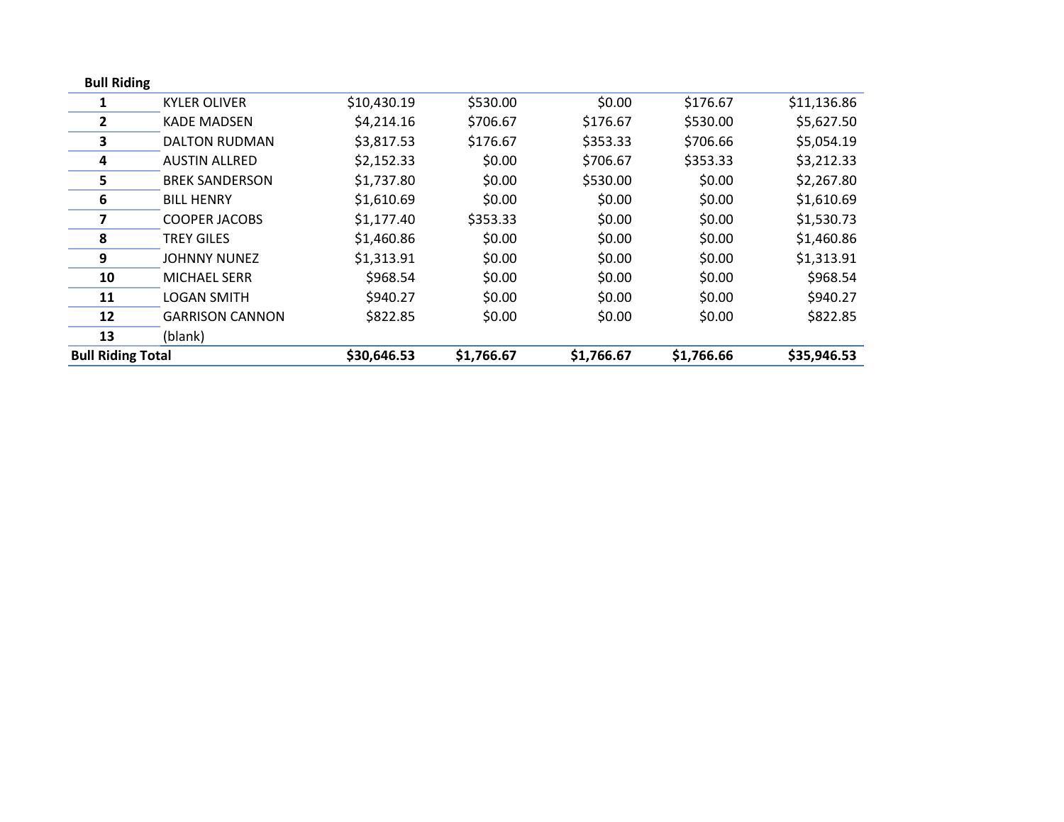**Bull Riding**

| | | | | | | |
|---|---|---|---|---|---|---|
| **1** | KYLER OLIVER | $10,430.19 | $530.00 | $0.00 | $176.67 | $11,136.86 |
| **2** | KADE MADSEN | $4,214.16 | $706.67 | $176.67 | $530.00 | $5,627.50 |
| **3** | DALTON RUDMAN | $3,817.53 | $176.67 | $353.33 | $706.66 | $5,054.19 |
| **4** | AUSTIN ALLRED | $2,152.33 | $0.00 | $706.67 | $353.33 | $3,212.33 |
| **5** | BREK SANDERSON | $1,737.80 | $0.00 | $530.00 | $0.00 | $2,267.80 |
| **6** | BILL HENRY | $1,610.69 | $0.00 | $0.00 | $0.00 | $1,610.69 |
| **7** | COOPER JACOBS | $1,177.40 | $353.33 | $0.00 | $0.00 | $1,530.73 |
| **8** | TREY GILES | $1,460.86 | $0.00 | $0.00 | $0.00 | $1,460.86 |
| **9** | JOHNNY NUNEZ | $1,313.91 | $0.00 | $0.00 | $0.00 | $1,313.91 |
| **10** | MICHAEL SERR | $968.54 | $0.00 | $0.00 | $0.00 | $968.54 |
| **11** | LOGAN SMITH | $940.27 | $0.00 | $0.00 | $0.00 | $940.27 |
| **12** | GARRISON CANNON | $822.85 | $0.00 | $0.00 | $0.00 | $822.85 |
| **13** | (blank) | | | | | |
| **Bull Riding Total** | | **$30,646.53** | **$1,766.67** | **$1,766.67** | **$1,766.66** | **$35,946.53** |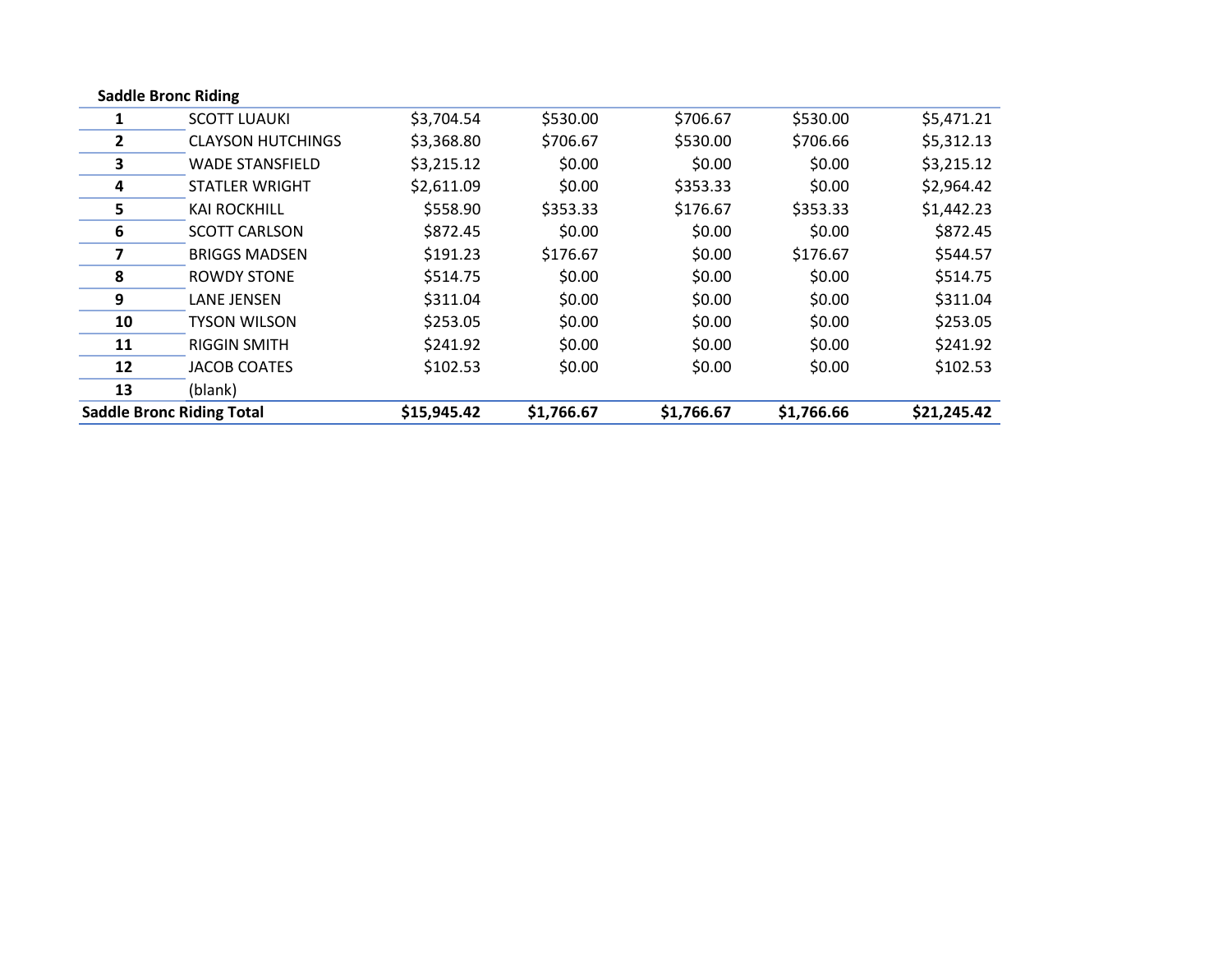**Saddle Bronc Riding**

| | | | | | | |
|---|---|---|---|---|---|---|
| **1** | SCOTT LUAUKI | $3,704.54 | $530.00 | $706.67 | $530.00 | $5,471.21 |
| **2** | CLAYSON HUTCHINGS | $3,368.80 | $706.67 | $530.00 | $706.66 | $5,312.13 |
| **3** | WADE STANSFIELD | $3,215.12 | $0.00 | $0.00 | $0.00 | $3,215.12 |
| **4** | STATLER WRIGHT | $2,611.09 | $0.00 | $353.33 | $0.00 | $2,964.42 |
| **5** | KAI ROCKHILL | $558.90 | $353.33 | $176.67 | $353.33 | $1,442.23 |
| **6** | SCOTT CARLSON | $872.45 | $0.00 | $0.00 | $0.00 | $872.45 |
| **7** | BRIGGS MADSEN | $191.23 | $176.67 | $0.00 | $176.67 | $544.57 |
| **8** | ROWDY STONE | $514.75 | $0.00 | $0.00 | $0.00 | $514.75 |
| **9** | LANE JENSEN | $311.04 | $0.00 | $0.00 | $0.00 | $311.04 |
| **10** | TYSON WILSON | $253.05 | $0.00 | $0.00 | $0.00 | $253.05 |
| **11** | RIGGIN SMITH | $241.92 | $0.00 | $0.00 | $0.00 | $241.92 |
| **12** | JACOB COATES | $102.53 | $0.00 | $0.00 | $0.00 | $102.53 |
| **13** | (blank) | | | | | |
| **Saddle Bronc Riding Total** | | **$15,945.42** | **$1,766.67** | **$1,766.67** | **$1,766.66** | **$21,245.42** |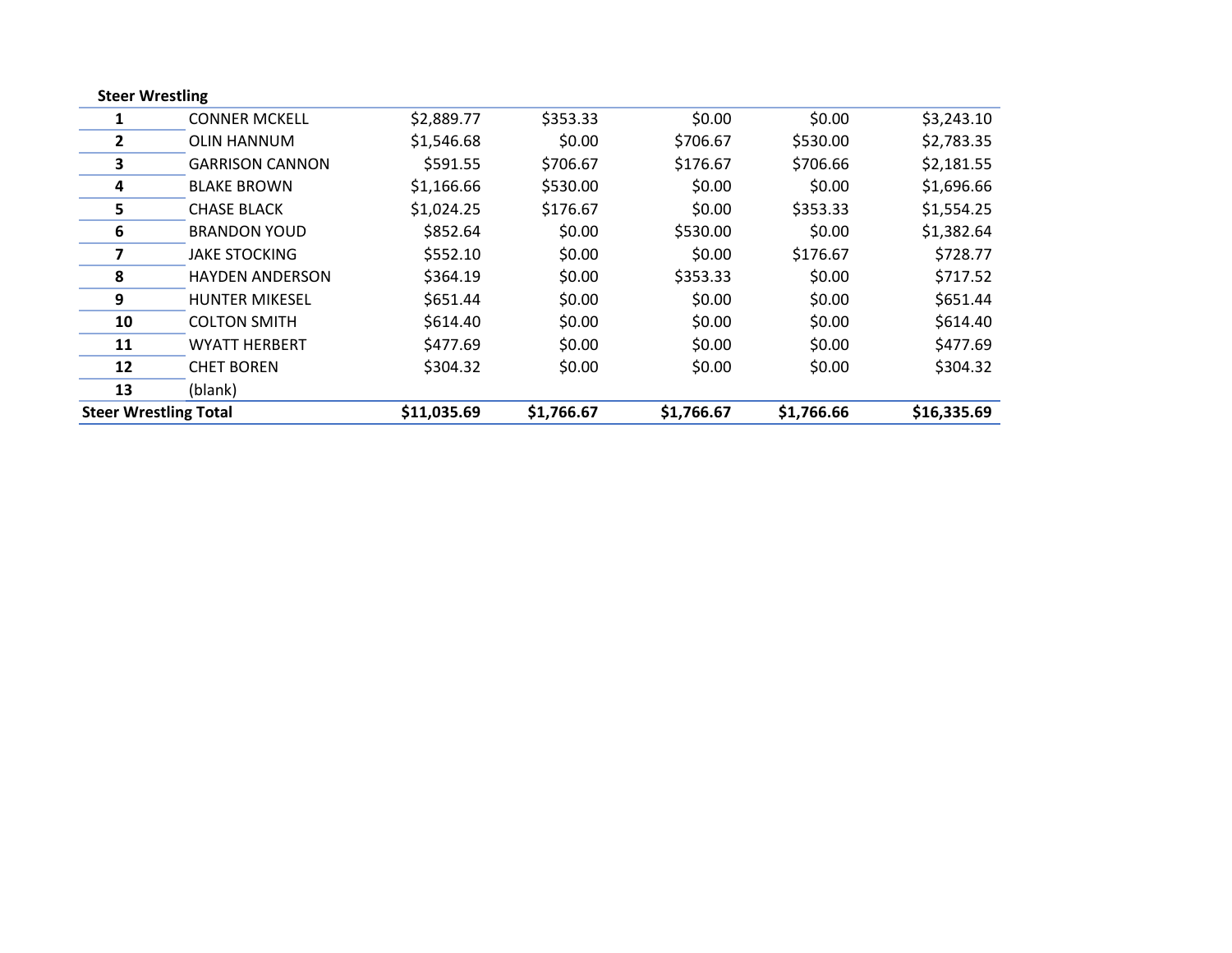**Steer Wrestling**

| | | | | | | |
|---|---|---|---|---|---|---|
| **1** | CONNER MCKELL | $2,889.77 | $353.33 | $0.00 | $0.00 | $3,243.10 |
| **2** | OLIN HANNUM | $1,546.68 | $0.00 | $706.67 | $530.00 | $2,783.35 |
| **3** | GARRISON CANNON | $591.55 | $706.67 | $176.67 | $706.66 | $2,181.55 |
| **4** | BLAKE BROWN | $1,166.66 | $530.00 | $0.00 | $0.00 | $1,696.66 |
| **5** | CHASE BLACK | $1,024.25 | $176.67 | $0.00 | $353.33 | $1,554.25 |
| **6** | BRANDON YOUD | $852.64 | $0.00 | $530.00 | $0.00 | $1,382.64 |
| **7** | JAKE STOCKING | $552.10 | $0.00 | $0.00 | $176.67 | $728.77 |
| **8** | HAYDEN ANDERSON | $364.19 | $0.00 | $353.33 | $0.00 | $717.52 |
| **9** | HUNTER MIKESEL | $651.44 | $0.00 | $0.00 | $0.00 | $651.44 |
| **10** | COLTON SMITH | $614.40 | $0.00 | $0.00 | $0.00 | $614.40 |
| **11** | WYATT HERBERT | $477.69 | $0.00 | $0.00 | $0.00 | $477.69 |
| **12** | CHET BOREN | $304.32 | $0.00 | $0.00 | $0.00 | $304.32 |
| **13** | (blank) | | | | | |
| **Steer Wrestling Total** | | **$11,035.69** | **$1,766.67** | **$1,766.67** | **$1,766.66** | **$16,335.69** |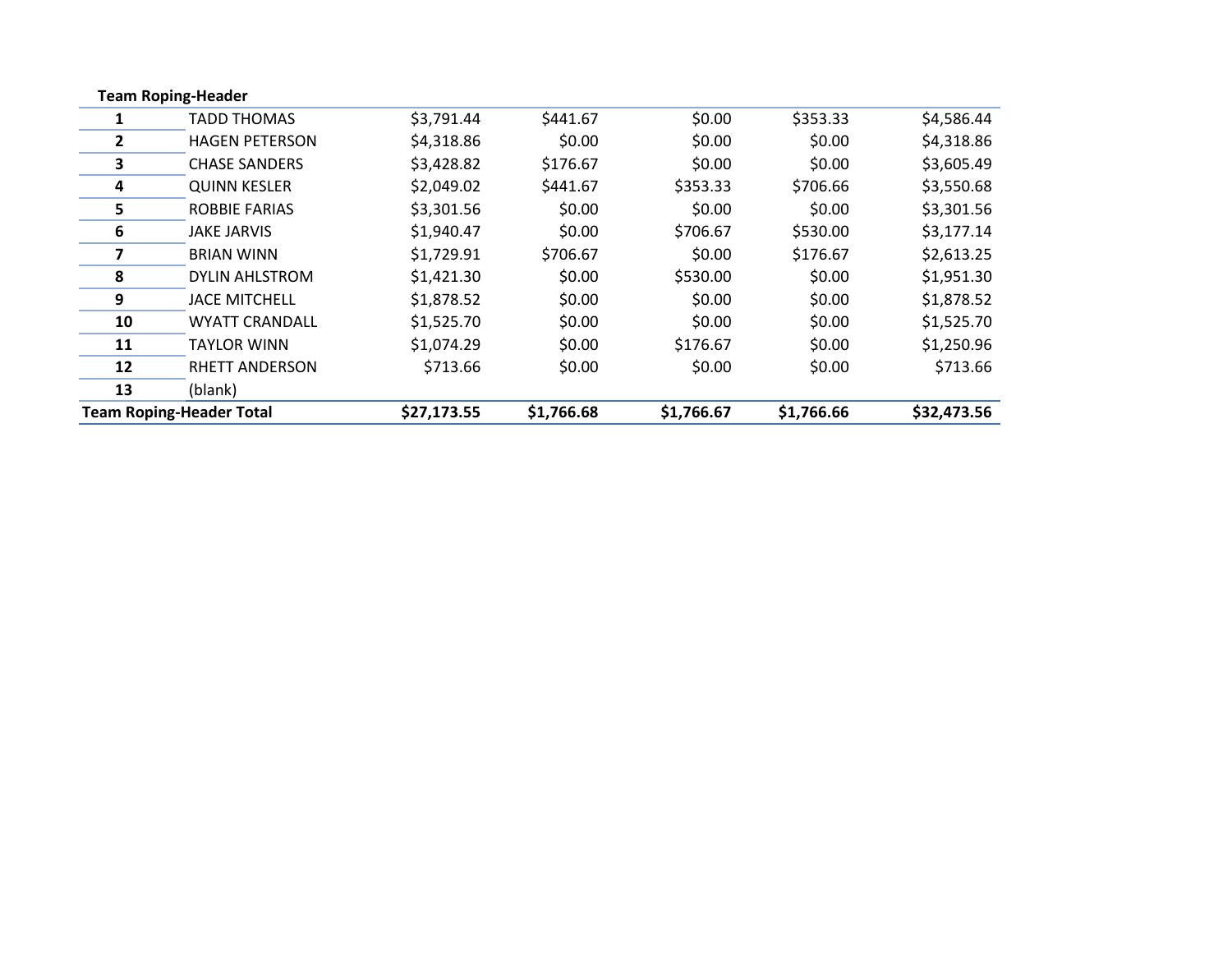| Team Roping-Header | | | | | | |
|---|---|---|---|---|---|---|
| **1** | TADD THOMAS | $3,791.44 | $441.67 | $0.00 | $353.33 | $4,586.44 |
| **2** | HAGEN PETERSON | $4,318.86 | $0.00 | $0.00 | $0.00 | $4,318.86 |
| **3** | CHASE SANDERS | $3,428.82 | $176.67 | $0.00 | $0.00 | $3,605.49 |
| **4** | QUINN KESLER | $2,049.02 | $441.67 | $353.33 | $706.66 | $3,550.68 |
| **5** | ROBBIE FARIAS | $3,301.56 | $0.00 | $0.00 | $0.00 | $3,301.56 |
| **6** | JAKE JARVIS | $1,940.47 | $0.00 | $706.67 | $530.00 | $3,177.14 |
| **7** | BRIAN WINN | $1,729.91 | $706.67 | $0.00 | $176.67 | $2,613.25 |
| **8** | DYLIN AHLSTROM | $1,421.30 | $0.00 | $530.00 | $0.00 | $1,951.30 |
| **9** | JACE MITCHELL | $1,878.52 | $0.00 | $0.00 | $0.00 | $1,878.52 |
| **10** | WYATT CRANDALL | $1,525.70 | $0.00 | $0.00 | $0.00 | $1,525.70 |
| **11** | TAYLOR WINN | $1,074.29 | $0.00 | $176.67 | $0.00 | $1,250.96 |
| **12** | RHETT ANDERSON | $713.66 | $0.00 | $0.00 | $0.00 | $713.66 |
| **13** | (blank) | | | | | |
| **Team Roping-Header Total** | | **$27,173.55** | **$1,766.68** | **$1,766.67** | **$1,766.66** | **$32,473.56** |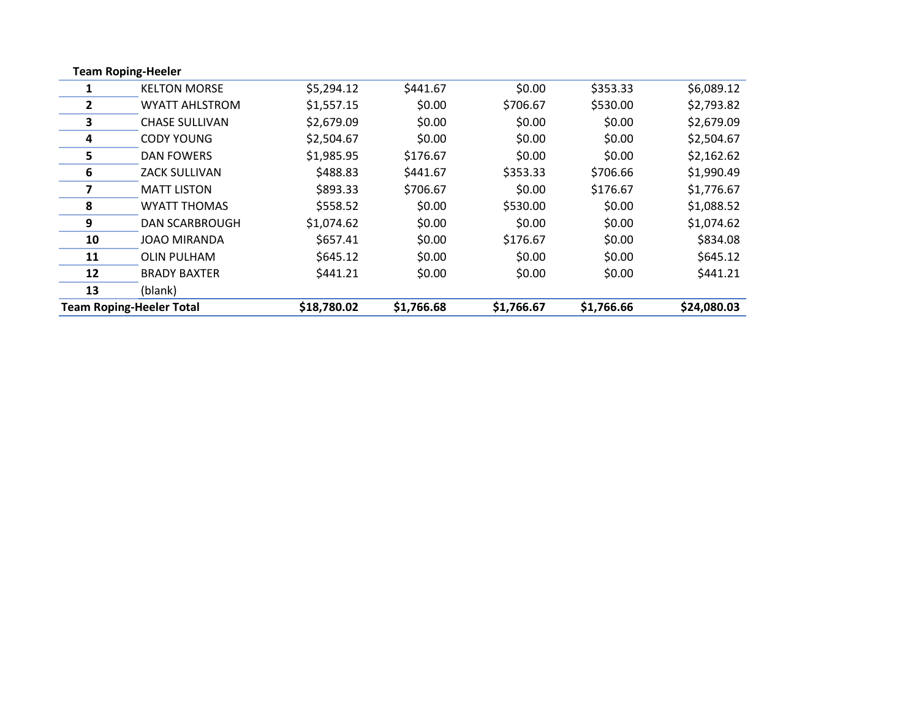| Team Roping-Heeler | | | | | | |
|---|---|---|---|---|---|---|
| **1** | KELTON MORSE | $5,294.12 | $441.67 | $0.00 | $353.33 | $6,089.12 |
| **2** | WYATT AHLSTROM | $1,557.15 | $0.00 | $706.67 | $530.00 | $2,793.82 |
| **3** | CHASE SULLIVAN | $2,679.09 | $0.00 | $0.00 | $0.00 | $2,679.09 |
| **4** | CODY YOUNG | $2,504.67 | $0.00 | $0.00 | $0.00 | $2,504.67 |
| **5** | DAN FOWERS | $1,985.95 | $176.67 | $0.00 | $0.00 | $2,162.62 |
| **6** | ZACK SULLIVAN | $488.83 | $441.67 | $353.33 | $706.66 | $1,990.49 |
| **7** | MATT LISTON | $893.33 | $706.67 | $0.00 | $176.67 | $1,776.67 |
| **8** | WYATT THOMAS | $558.52 | $0.00 | $530.00 | $0.00 | $1,088.52 |
| **9** | DAN SCARBROUGH | $1,074.62 | $0.00 | $0.00 | $0.00 | $1,074.62 |
| **10** | JOAO MIRANDA | $657.41 | $0.00 | $176.67 | $0.00 | $834.08 |
| **11** | OLIN PULHAM | $645.12 | $0.00 | $0.00 | $0.00 | $645.12 |
| **12** | BRADY BAXTER | $441.21 | $0.00 | $0.00 | $0.00 | $441.21 |
| **13** | (blank) | | | | | |
| **Team Roping-Heeler Total** | | **$18,780.02** | **$1,766.68** | **$1,766.67** | **$1,766.66** | **$24,080.03** |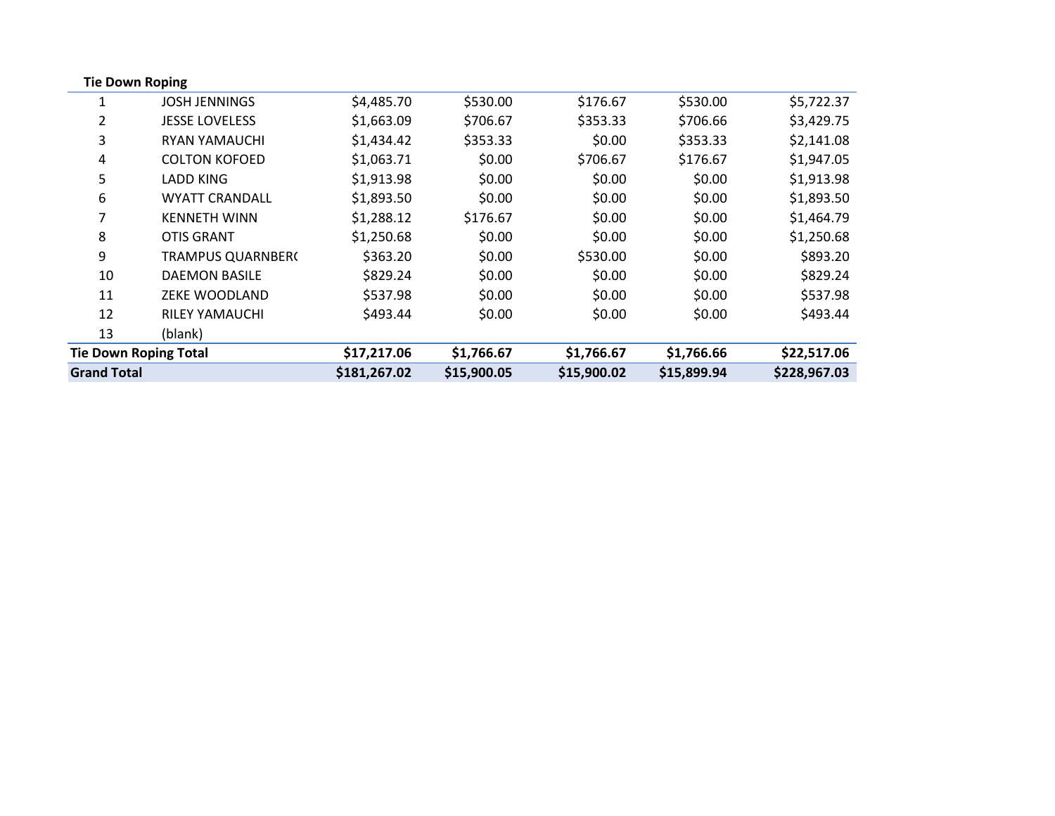**Tie Down Roping**

| | | | | | | |
|---|---|---|---|---|---|---|
| 1 | JOSH JENNINGS | $4,485.70 | $530.00 | $176.67 | $530.00 | $5,722.37 |
| 2 | JESSE LOVELESS | $1,663.09 | $706.67 | $353.33 | $706.66 | $3,429.75 |
| 3 | RYAN YAMAUCHI | $1,434.42 | $353.33 | $0.00 | $353.33 | $2,141.08 |
| 4 | COLTON KOFOED | $1,063.71 | $0.00 | $706.67 | $176.67 | $1,947.05 |
| 5 | LADD KING | $1,913.98 | $0.00 | $0.00 | $0.00 | $1,913.98 |
| 6 | WYATT CRANDALL | $1,893.50 | $0.00 | $0.00 | $0.00 | $1,893.50 |
| 7 | KENNETH WINN | $1,288.12 | $176.67 | $0.00 | $0.00 | $1,464.79 |
| 8 | OTIS GRANT | $1,250.68 | $0.00 | $0.00 | $0.00 | $1,250.68 |
| 9 | TRAMPUS QUARNBER( | $363.20 | $0.00 | $530.00 | $0.00 | $893.20 |
| 10 | DAEMON BASILE | $829.24 | $0.00 | $0.00 | $0.00 | $829.24 |
| 11 | ZEKE WOODLAND | $537.98 | $0.00 | $0.00 | $0.00 | $537.98 |
| 12 | RILEY YAMAUCHI | $493.44 | $0.00 | $0.00 | $0.00 | $493.44 |
| 13 | (blank) | | | | | |
| **Tie Down Roping Total** | | **$17,217.06** | **$1,766.67** | **$1,766.67** | **$1,766.66** | **$22,517.06** |
| **Grand Total** | | **$181,267.02** | **$15,900.05** | **$15,900.02** | **$15,899.94** | **$228,967.03** |